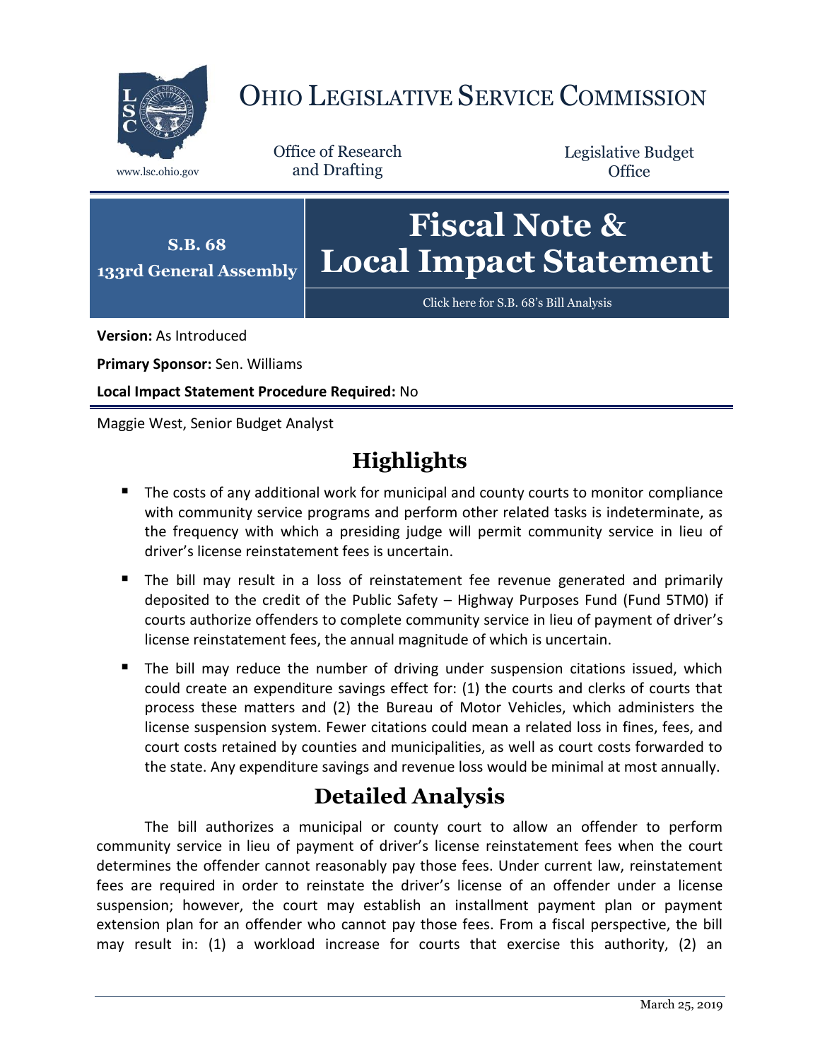# OHIO LEGISLATIVE SERVICE COMMISSION

www.lsc.ohio.gov

Office of Research and Drafting

Legislative Budget Office

**S.B. 68**
**133rd General Assembly**

# Fiscal Note & Local Impact Statement

Click here for S.B. 68's Bill Analysis

**Version:** As Introduced

**Primary Sponsor:** Sen. Williams

**Local Impact Statement Procedure Required:** No

Maggie West, Senior Budget Analyst

## Highlights

- The costs of any additional work for municipal and county courts to monitor compliance with community service programs and perform other related tasks is indeterminate, as the frequency with which a presiding judge will permit community service in lieu of driver's license reinstatement fees is uncertain.
- The bill may result in a loss of reinstatement fee revenue generated and primarily deposited to the credit of the Public Safety – Highway Purposes Fund (Fund 5TM0) if courts authorize offenders to complete community service in lieu of payment of driver's license reinstatement fees, the annual magnitude of which is uncertain.
- The bill may reduce the number of driving under suspension citations issued, which could create an expenditure savings effect for: (1) the courts and clerks of courts that process these matters and (2) the Bureau of Motor Vehicles, which administers the license suspension system. Fewer citations could mean a related loss in fines, fees, and court costs retained by counties and municipalities, as well as court costs forwarded to the state. Any expenditure savings and revenue loss would be minimal at most annually.

## Detailed Analysis

The bill authorizes a municipal or county court to allow an offender to perform community service in lieu of payment of driver's license reinstatement fees when the court determines the offender cannot reasonably pay those fees. Under current law, reinstatement fees are required in order to reinstate the driver's license of an offender under a license suspension; however, the court may establish an installment payment plan or payment extension plan for an offender who cannot pay those fees. From a fiscal perspective, the bill may result in: (1) a workload increase for courts that exercise this authority, (2) an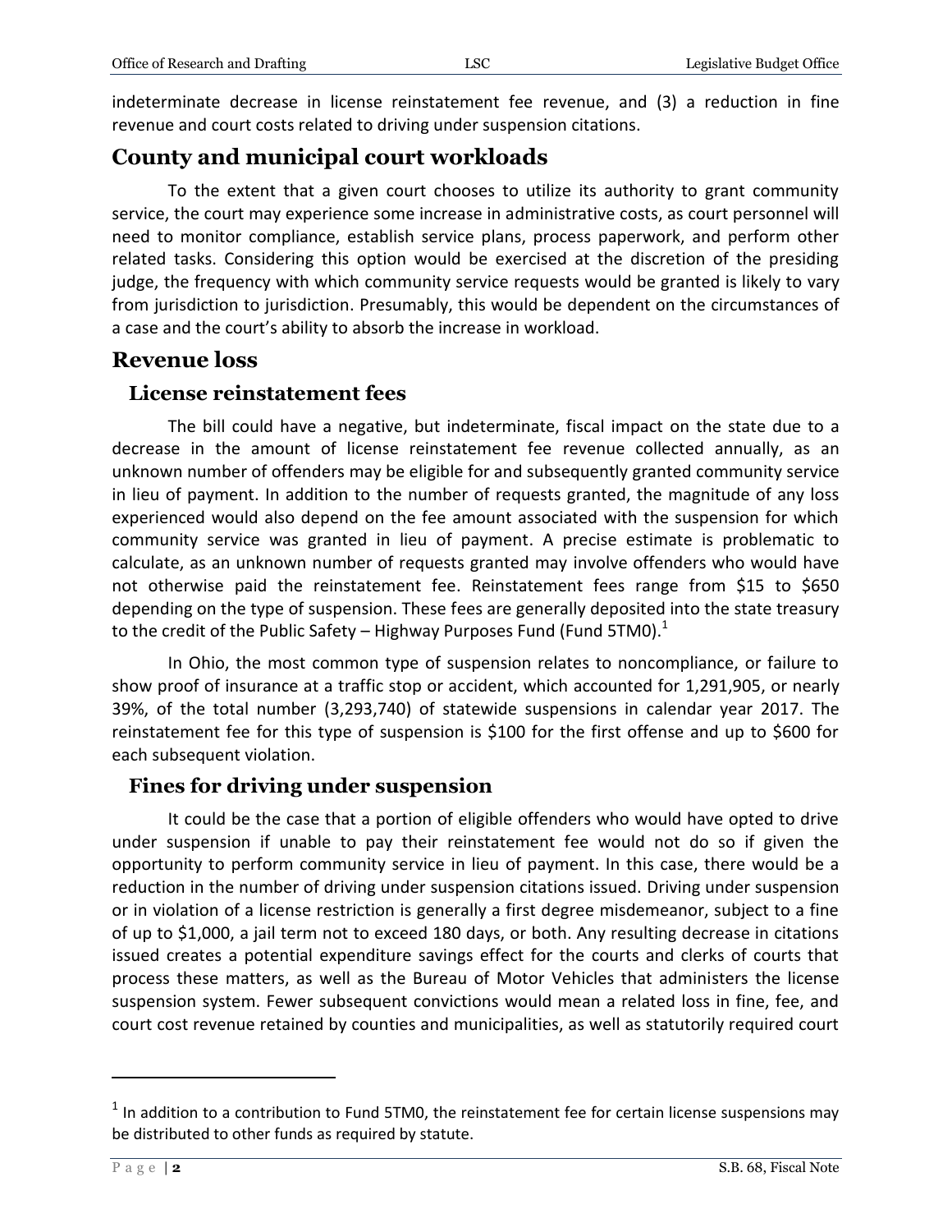indeterminate decrease in license reinstatement fee revenue, and (3) a reduction in fine revenue and court costs related to driving under suspension citations.

## County and municipal court workloads

To the extent that a given court chooses to utilize its authority to grant community service, the court may experience some increase in administrative costs, as court personnel will need to monitor compliance, establish service plans, process paperwork, and perform other related tasks. Considering this option would be exercised at the discretion of the presiding judge, the frequency with which community service requests would be granted is likely to vary from jurisdiction to jurisdiction. Presumably, this would be dependent on the circumstances of a case and the court's ability to absorb the increase in workload.

## Revenue loss

### License reinstatement fees

The bill could have a negative, but indeterminate, fiscal impact on the state due to a decrease in the amount of license reinstatement fee revenue collected annually, as an unknown number of offenders may be eligible for and subsequently granted community service in lieu of payment. In addition to the number of requests granted, the magnitude of any loss experienced would also depend on the fee amount associated with the suspension for which community service was granted in lieu of payment. A precise estimate is problematic to calculate, as an unknown number of requests granted may involve offenders who would have not otherwise paid the reinstatement fee. Reinstatement fees range from $15 to $650 depending on the type of suspension. These fees are generally deposited into the state treasury to the credit of the Public Safety – Highway Purposes Fund (Fund 5TM0).[1]

In Ohio, the most common type of suspension relates to noncompliance, or failure to show proof of insurance at a traffic stop or accident, which accounted for 1,291,905, or nearly 39%, of the total number (3,293,740) of statewide suspensions in calendar year 2017. The reinstatement fee for this type of suspension is $100 for the first offense and up to $600 for each subsequent violation.

### Fines for driving under suspension

It could be the case that a portion of eligible offenders who would have opted to drive under suspension if unable to pay their reinstatement fee would not do so if given the opportunity to perform community service in lieu of payment. In this case, there would be a reduction in the number of driving under suspension citations issued. Driving under suspension or in violation of a license restriction is generally a first degree misdemeanor, subject to a fine of up to $1,000, a jail term not to exceed 180 days, or both. Any resulting decrease in citations issued creates a potential expenditure savings effect for the courts and clerks of courts that process these matters, as well as the Bureau of Motor Vehicles that administers the license suspension system. Fewer subsequent convictions would mean a related loss in fine, fee, and court cost revenue retained by counties and municipalities, as well as statutorily required court

---

[1] In addition to a contribution to Fund 5TM0, the reinstatement fee for certain license suspensions may be distributed to other funds as required by statute.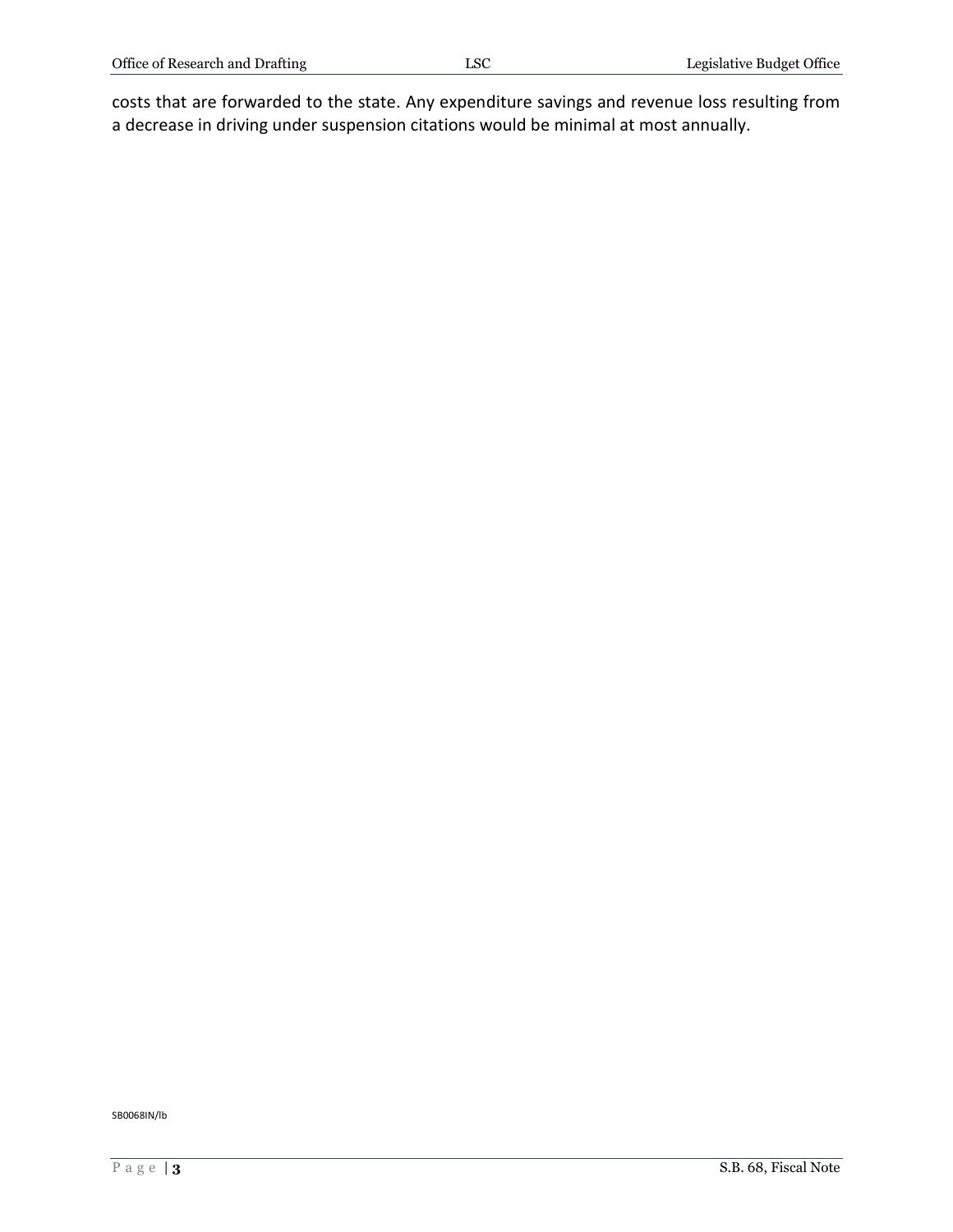costs that are forwarded to the state. Any expenditure savings and revenue loss resulting from a decrease in driving under suspension citations would be minimal at most annually.

SB0068IN/lb